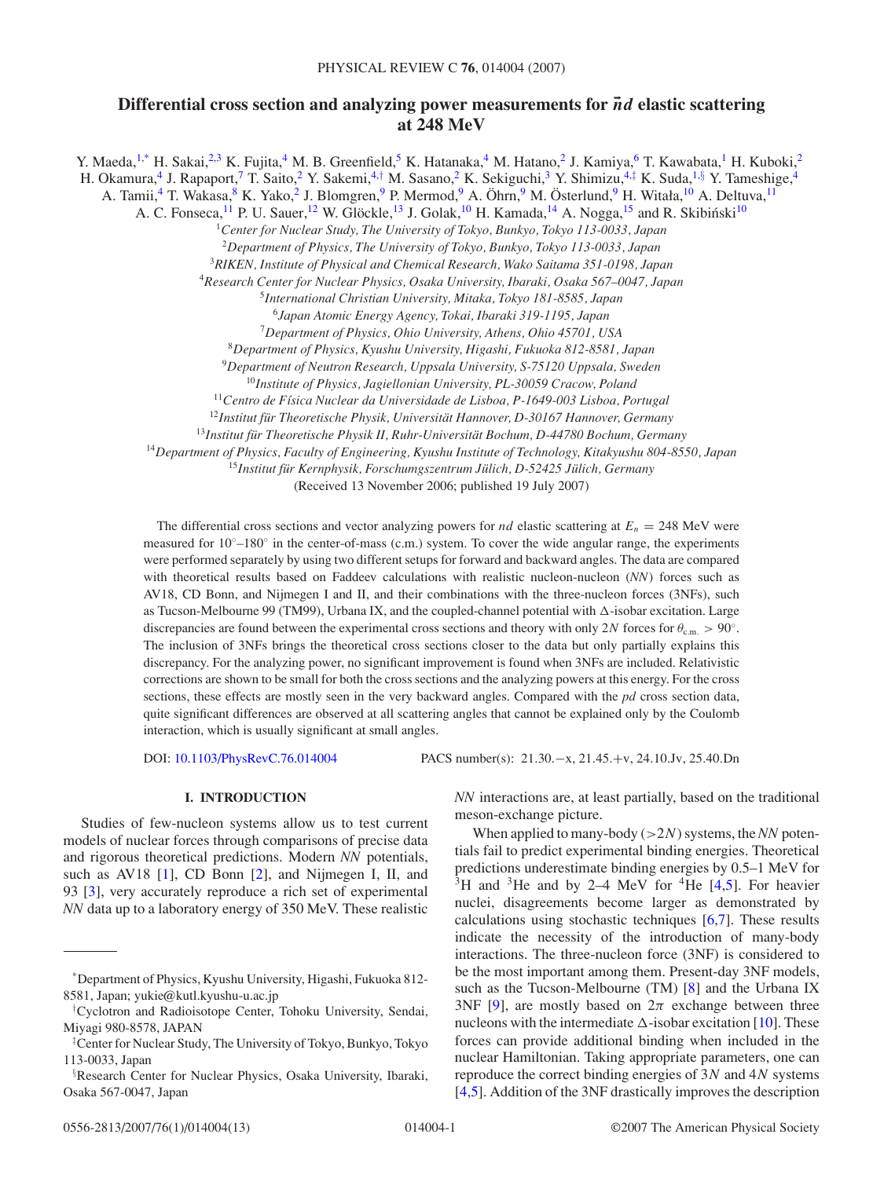# Differential cross section and analyzing power measurements for $\vec{n}d$ elastic scattering at 248 MeV

Y. Maeda,[1,*] H. Sakai,[2,3] K. Fujita,[4] M. B. Greenfield,[5] K. Hatanaka,[4] M. Hatano,[2] J. Kamiya,[6] T. Kawabata,[1] H. Kuboki,[2] H. Okamura,[4] J. Rapaport,[7] T. Saito,[2] Y. Sakemi,[4,†] M. Sasano,[2] K. Sekiguchi,[3] Y. Shimizu,[4,‡] K. Suda,[1,§] Y. Tameshige,[4] A. Tamii,[4] T. Wakasa,[8] K. Yako,[2] J. Blomgren,[9] P. Mermod,[9] A. Öhrn,[9] M. Österlund,[9] H. Witała,[10] A. Deltuva,[11] A. C. Fonseca,[11] P. U. Sauer,[12] W. Glöckle,[13] J. Golak,[10] H. Kamada,[14] A. Nogga,[15] and R. Skibiński[10]

[1]*Center for Nuclear Study, The University of Tokyo, Bunkyo, Tokyo 113-0033, Japan*
[2]*Department of Physics, The University of Tokyo, Bunkyo, Tokyo 113-0033, Japan*
[3]*RIKEN, Institute of Physical and Chemical Research, Wako Saitama 351-0198, Japan*
[4]*Research Center for Nuclear Physics, Osaka University, Ibaraki, Osaka 567–0047, Japan*
[5]*International Christian University, Mitaka, Tokyo 181-8585, Japan*
[6]*Japan Atomic Energy Agency, Tokai, Ibaraki 319-1195, Japan*
[7]*Department of Physics, Ohio University, Athens, Ohio 45701, USA*
[8]*Department of Physics, Kyushu University, Higashi, Fukuoka 812-8581, Japan*
[9]*Department of Neutron Research, Uppsala University, S-75120 Uppsala, Sweden*
[10]*Institute of Physics, Jagiellonian University, PL-30059 Cracow, Poland*
[11]*Centro de Física Nuclear da Universidade de Lisboa, P-1649-003 Lisboa, Portugal*
[12]*Institut für Theoretische Physik, Universität Hannover, D-30167 Hannover, Germany*
[13]*Institut für Theoretische Physik II, Ruhr-Universität Bochum, D-44780 Bochum, Germany*
[14]*Department of Physics, Faculty of Engineering, Kyushu Institute of Technology, Kitakyushu 804-8550, Japan*
[15]*Institut für Kernphysik, Forschumgszentrum Jülich, D-52425 Jülich, Germany*

(Received 13 November 2006; published 19 July 2007)

The differential cross sections and vector analyzing powers for *nd* elastic scattering at $E_n = 248$ MeV were measured for 10°–180° in the center-of-mass (c.m.) system. To cover the wide angular range, the experiments were performed separately by using two different setups for forward and backward angles. The data are compared with theoretical results based on Faddeev calculations with realistic nucleon-nucleon (*NN*) forces such as AV18, CD Bonn, and Nijmegen I and II, and their combinations with the three-nucleon forces (3NFs), such as Tucson-Melbourne 99 (TM99), Urbana IX, and the coupled-channel potential with Δ-isobar excitation. Large discrepancies are found between the experimental cross sections and theory with only $2N$ forces for $\theta_{\text{c.m.}} > 90°$. The inclusion of 3NFs brings the theoretical cross sections closer to the data but only partially explains this discrepancy. For the analyzing power, no significant improvement is found when 3NFs are included. Relativistic corrections are shown to be small for both the cross sections and the analyzing powers at this energy. For the cross sections, these effects are mostly seen in the very backward angles. Compared with the *pd* cross section data, quite significant differences are observed at all scattering angles that cannot be explained only by the Coulomb interaction, which is usually significant at small angles.

DOI: 10.1103/PhysRevC.76.014004 PACS number(s): 21.30.−x, 21.45.+v, 24.10.Jv, 25.40.Dn

## I. INTRODUCTION

Studies of few-nucleon systems allow us to test current models of nuclear forces through comparisons of precise data and rigorous theoretical predictions. Modern *NN* potentials, such as AV18 [1], CD Bonn [2], and Nijmegen I, II, and 93 [3], very accurately reproduce a rich set of experimental *NN* data up to a laboratory energy of 350 MeV. These realistic *NN* interactions are, at least partially, based on the traditional meson-exchange picture.

When applied to many-body ($>2N$) systems, the *NN* potentials fail to predict experimental binding energies. Theoretical predictions underestimate binding energies by 0.5–1 MeV for $^3$H and $^3$He and by 2–4 MeV for $^4$He [4,5]. For heavier nuclei, disagreements become larger as demonstrated by calculations using stochastic techniques [6,7]. These results indicate the necessity of the introduction of many-body interactions. The three-nucleon force (3NF) is considered to be the most important among them. Present-day 3NF models, such as the Tucson-Melbourne (TM) [8] and the Urbana IX 3NF [9], are mostly based on $2\pi$ exchange between three nucleons with the intermediate Δ-isobar excitation [10]. These forces can provide additional binding when included in the nuclear Hamiltonian. Taking appropriate parameters, one can reproduce the correct binding energies of $3N$ and $4N$ systems [4,5]. Addition of the 3NF drastically improves the description

---

*Department of Physics, Kyushu University, Higashi, Fukuoka 812-8581, Japan; yukie@kutl.kyushu-u.ac.jp

†Cyclotron and Radioisotope Center, Tohoku University, Sendai, Miyagi 980-8578, JAPAN

‡Center for Nuclear Study, The University of Tokyo, Bunkyo, Tokyo 113-0033, Japan

§Research Center for Nuclear Physics, Osaka University, Ibaraki, Osaka 567-0047, Japan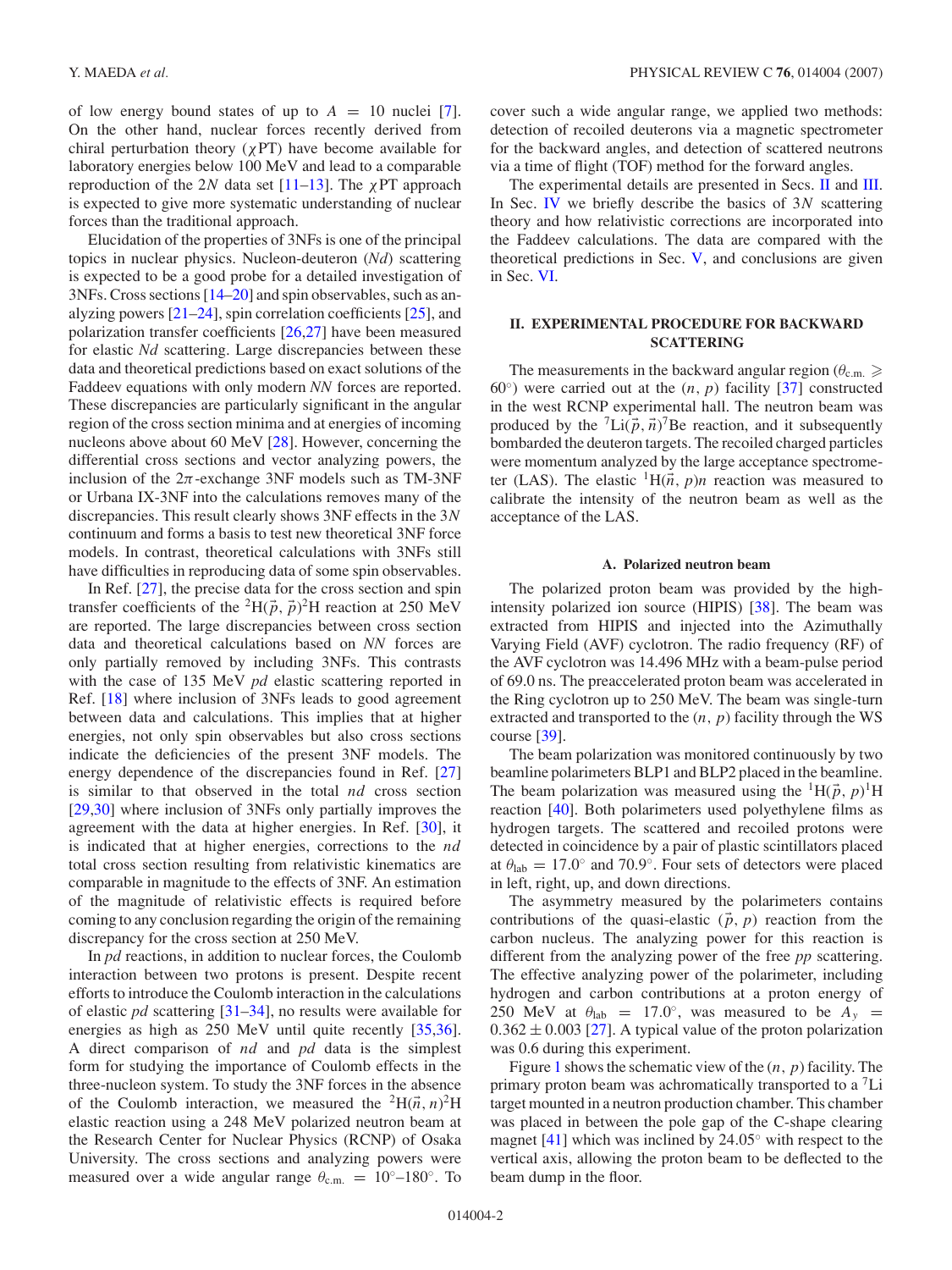of low energy bound states of up to $A = 10$ nuclei [7]. On the other hand, nuclear forces recently derived from chiral perturbation theory ($\chi$PT) have become available for laboratory energies below 100 MeV and lead to a comparable reproduction of the 2$N$ data set [11–13]. The $\chi$PT approach is expected to give more systematic understanding of nuclear forces than the traditional approach.

Elucidation of the properties of 3NFs is one of the principal topics in nuclear physics. Nucleon-deuteron ($Nd$) scattering is expected to be a good probe for a detailed investigation of 3NFs. Cross sections [14–20] and spin observables, such as analyzing powers [21–24], spin correlation coefficients [25], and polarization transfer coefficients [26,27] have been measured for elastic $Nd$ scattering. Large discrepancies between these data and theoretical predictions based on exact solutions of the Faddeev equations with only modern $NN$ forces are reported. These discrepancies are particularly significant in the angular region of the cross section minima and at energies of incoming nucleons above about 60 MeV [28]. However, concerning the differential cross sections and vector analyzing powers, the inclusion of the $2\pi$-exchange 3NF models such as TM-3NF or Urbana IX-3NF into the calculations removes many of the discrepancies. This result clearly shows 3NF effects in the 3$N$ continuum and forms a basis to test new theoretical 3NF force models. In contrast, theoretical calculations with 3NFs still have difficulties in reproducing data of some spin observables.

In Ref. [27], the precise data for the cross section and spin transfer coefficients of the $^2\text{H}(\vec{p},\vec{p})^2\text{H}$ reaction at 250 MeV are reported. The large discrepancies between cross section data and theoretical calculations based on $NN$ forces are only partially removed by including 3NFs. This contrasts with the case of 135 MeV $pd$ elastic scattering reported in Ref. [18] where inclusion of 3NFs leads to good agreement between data and calculations. This implies that at higher energies, not only spin observables but also cross sections indicate the deficiencies of the present 3NF models. The energy dependence of the discrepancies found in Ref. [27] is similar to that observed in the total $nd$ cross section [29,30] where inclusion of 3NFs only partially improves the agreement with the data at higher energies. In Ref. [30], it is indicated that at higher energies, corrections to the $nd$ total cross section resulting from relativistic kinematics are comparable in magnitude to the effects of 3NF. An estimation of the magnitude of relativistic effects is required before coming to any conclusion regarding the origin of the remaining discrepancy for the cross section at 250 MeV.

In $pd$ reactions, in addition to nuclear forces, the Coulomb interaction between two protons is present. Despite recent efforts to introduce the Coulomb interaction in the calculations of elastic $pd$ scattering [31–34], no results were available for energies as high as 250 MeV until quite recently [35,36]. A direct comparison of $nd$ and $pd$ data is the simplest form for studying the importance of Coulomb effects in the three-nucleon system. To study the 3NF forces in the absence of the Coulomb interaction, we measured the $^2\text{H}(\vec{n},n)^2\text{H}$ elastic reaction using a 248 MeV polarized neutron beam at the Research Center for Nuclear Physics (RCNP) of Osaka University. The cross sections and analyzing powers were measured over a wide angular range $\theta_{\text{c.m.}} = 10^\circ$–$180^\circ$. To cover such a wide angular range, we applied two methods: detection of recoiled deuterons via a magnetic spectrometer for the backward angles, and detection of scattered neutrons via a time of flight (TOF) method for the forward angles.

The experimental details are presented in Secs. II and III. In Sec. IV we briefly describe the basics of 3$N$ scattering theory and how relativistic corrections are incorporated into the Faddeev calculations. The data are compared with the theoretical predictions in Sec. V, and conclusions are given in Sec. VI.

## II. EXPERIMENTAL PROCEDURE FOR BACKWARD SCATTERING

The measurements in the backward angular region ($\theta_{\text{c.m.}} \geqslant 60^\circ$) were carried out at the $(n,p)$ facility [37] constructed in the west RCNP experimental hall. The neutron beam was produced by the $^7\text{Li}(\vec{p},\vec{n})^7\text{Be}$ reaction, and it subsequently bombarded the deuteron targets. The recoiled charged particles were momentum analyzed by the large acceptance spectrometer (LAS). The elastic $^1\text{H}(\vec{n},p)n$ reaction was measured to calibrate the intensity of the neutron beam as well as the acceptance of the LAS.

### A. Polarized neutron beam

The polarized proton beam was provided by the high-intensity polarized ion source (HIPIS) [38]. The beam was extracted from HIPIS and injected into the Azimuthally Varying Field (AVF) cyclotron. The radio frequency (RF) of the AVF cyclotron was 14.496 MHz with a beam-pulse period of 69.0 ns. The preaccelerated proton beam was accelerated in the Ring cyclotron up to 250 MeV. The beam was single-turn extracted and transported to the $(n,p)$ facility through the WS course [39].

The beam polarization was monitored continuously by two beamline polarimeters BLP1 and BLP2 placed in the beamline. The beam polarization was measured using the $^1\text{H}(\vec{p},p)^1\text{H}$ reaction [40]. Both polarimeters used polyethylene films as hydrogen targets. The scattered and recoiled protons were detected in coincidence by a pair of plastic scintillators placed at $\theta_{\text{lab}} = 17.0^\circ$ and $70.9^\circ$. Four sets of detectors were placed in left, right, up, and down directions.

The asymmetry measured by the polarimeters contains contributions of the quasi-elastic $(\vec{p},p)$ reaction from the carbon nucleus. The analyzing power for this reaction is different from the analyzing power of the free $pp$ scattering. The effective analyzing power of the polarimeter, including hydrogen and carbon contributions at a proton energy of 250 MeV at $\theta_{\text{lab}} = 17.0^\circ$, was measured to be $A_y = 0.362 \pm 0.003$ [27]. A typical value of the proton polarization was 0.6 during this experiment.

Figure 1 shows the schematic view of the $(n,p)$ facility. The primary proton beam was achromatically transported to a $^7\text{Li}$ target mounted in a neutron production chamber. This chamber was placed in between the pole gap of the C-shape clearing magnet [41] which was inclined by $24.05^\circ$ with respect to the vertical axis, allowing the proton beam to be deflected to the beam dump in the floor.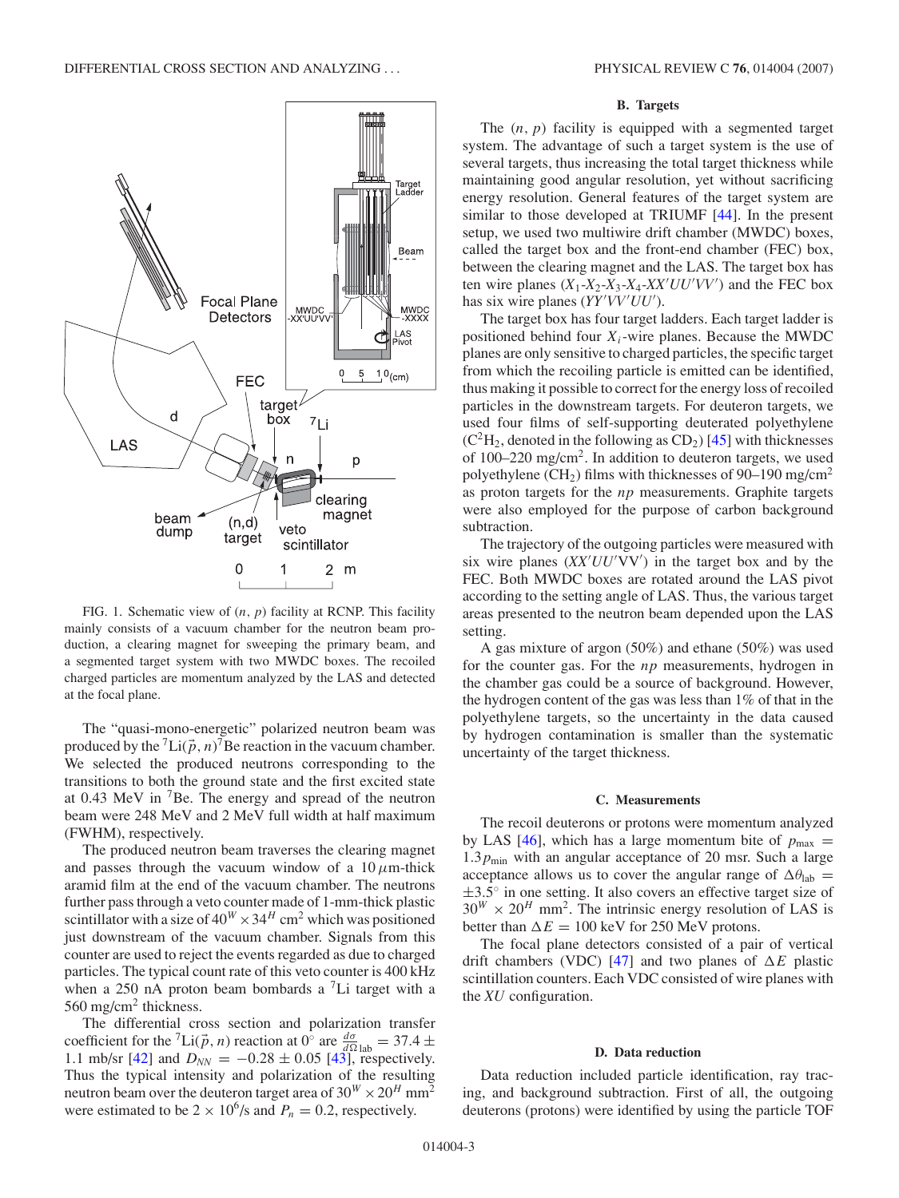FIG. 1. Schematic view of $(n, p)$ facility at RCNP. This facility mainly consists of a vacuum chamber for the neutron beam production, a clearing magnet for sweeping the primary beam, and a segmented target system with two MWDC boxes. The recoiled charged particles are momentum analyzed by the LAS and detected at the focal plane.

The "quasi-mono-energetic" polarized neutron beam was produced by the $^7\text{Li}(\vec{p}, n)^7\text{Be}$ reaction in the vacuum chamber. We selected the produced neutrons corresponding to the transitions to both the ground state and the first excited state at 0.43 MeV in $^7$Be. The energy and spread of the neutron beam were 248 MeV and 2 MeV full width at half maximum (FWHM), respectively.

The produced neutron beam traverses the clearing magnet and passes through the vacuum window of a 10 $\mu$m-thick aramid film at the end of the vacuum chamber. The neutrons further pass through a veto counter made of 1-mm-thick plastic scintillator with a size of $40^W \times 34^H$ cm$^2$ which was positioned just downstream of the vacuum chamber. Signals from this counter are used to reject the events regarded as due to charged particles. The typical count rate of this veto counter is 400 kHz when a 250 nA proton beam bombards a $^7$Li target with a 560 mg/cm$^2$ thickness.

The differential cross section and polarization transfer coefficient for the $^7\text{Li}(\vec{p}, n)$ reaction at 0° are $\frac{d\sigma}{d\Omega}_{\text{lab}} = 37.4 \pm 1.1$ mb/sr [42] and $D_{NN} = -0.28 \pm 0.05$ [43], respectively. Thus the typical intensity and polarization of the resulting neutron beam over the deuteron target area of $30^W \times 20^H$ mm$^2$ were estimated to be $2 \times 10^6$/s and $P_n = 0.2$, respectively.

## B. Targets

The $(n, p)$ facility is equipped with a segmented target system. The advantage of such a target system is the use of several targets, thus increasing the total target thickness while maintaining good angular resolution, yet without sacrificing energy resolution. General features of the target system are similar to those developed at TRIUMF [44]. In the present setup, we used two multiwire drift chamber (MWDC) boxes, called the target box and the front-end chamber (FEC) box, between the clearing magnet and the LAS. The target box has ten wire planes ($X_1$-$X_2$-$X_3$-$X_4$-$XX'UU'VV'$) and the FEC box has six wire planes ($YY'VV'UU'$).

The target box has four target ladders. Each target ladder is positioned behind four $X_i$-wire planes. Because the MWDC planes are only sensitive to charged particles, the specific target from which the recoiling particle is emitted can be identified, thus making it possible to correct for the energy loss of recoiled particles in the downstream targets. For deuteron targets, we used four films of self-supporting deuterated polyethylene ($C^2H_2$, denoted in the following as $CD_2$) [45] with thicknesses of 100–220 mg/cm$^2$. In addition to deuteron targets, we used polyethylene ($CH_2$) films with thicknesses of 90–190 mg/cm$^2$ as proton targets for the *np* measurements. Graphite targets were also employed for the purpose of carbon background subtraction.

The trajectory of the outgoing particles were measured with six wire planes ($XX'UU'VV'$) in the target box and by the FEC. Both MWDC boxes are rotated around the LAS pivot according to the setting angle of LAS. Thus, the various target areas presented to the neutron beam depended upon the LAS setting.

A gas mixture of argon (50%) and ethane (50%) was used for the counter gas. For the *np* measurements, hydrogen in the chamber gas could be a source of background. However, the hydrogen content of the gas was less than 1% of that in the polyethylene targets, so the uncertainty in the data caused by hydrogen contamination is smaller than the systematic uncertainty of the target thickness.

## C. Measurements

The recoil deuterons or protons were momentum analyzed by LAS [46], which has a large momentum bite of $p_{\text{max}} = 1.3 p_{\text{min}}$ with an angular acceptance of 20 msr. Such a large acceptance allows us to cover the angular range of $\Delta\theta_{\text{lab}} = \pm 3.5°$ in one setting. It also covers an effective target size of $30^W \times 20^H$ mm$^2$. The intrinsic energy resolution of LAS is better than $\Delta E = 100$ keV for 250 MeV protons.

The focal plane detectors consisted of a pair of vertical drift chambers (VDC) [47] and two planes of $\Delta E$ plastic scintillation counters. Each VDC consisted of wire planes with the *XU* configuration.

## D. Data reduction

Data reduction included particle identification, ray tracing, and background subtraction. First of all, the outgoing deuterons (protons) were identified by using the particle TOF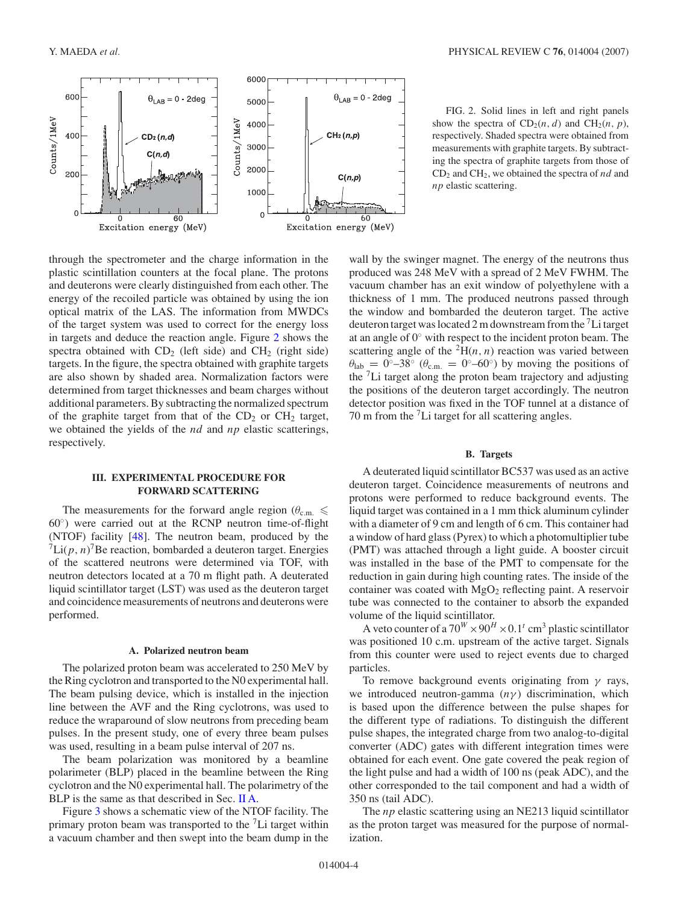FIG. 2. Solid lines in left and right panels show the spectra of $CD_2(n, d)$ and $CH_2(n, p)$, respectively. Shaded spectra were obtained from measurements with graphite targets. By subtracting the spectra of graphite targets from those of $CD_2$ and $CH_2$, we obtained the spectra of *nd* and *np* elastic scattering.

through the spectrometer and the charge information in the plastic scintillation counters at the focal plane. The protons and deuterons were clearly distinguished from each other. The energy of the recoiled particle was obtained by using the ion optical matrix of the LAS. The information from MWDCs of the target system was used to correct for the energy loss in targets and deduce the reaction angle. Figure 2 shows the spectra obtained with $CD_2$ (left side) and $CH_2$ (right side) targets. In the figure, the spectra obtained with graphite targets are also shown by shaded area. Normalization factors were determined from target thicknesses and beam charges without additional parameters. By subtracting the normalized spectrum of the graphite target from that of the $CD_2$ or $CH_2$ target, we obtained the yields of the *nd* and *np* elastic scatterings, respectively.

## III. EXPERIMENTAL PROCEDURE FOR FORWARD SCATTERING

The measurements for the forward angle region ($\theta_{\mathrm{c.m.}} \leqslant 60^\circ$) were carried out at the RCNP neutron time-of-flight (NTOF) facility [48]. The neutron beam, produced by the $^7$Li$(p, n)^7$Be reaction, bombarded a deuteron target. Energies of the scattered neutrons were determined via TOF, with neutron detectors located at a 70 m flight path. A deuterated liquid scintillator target (LST) was used as the deuteron target and coincidence measurements of neutrons and deuterons were performed.

### A. Polarized neutron beam

The polarized proton beam was accelerated to 250 MeV by the Ring cyclotron and transported to the N0 experimental hall. The beam pulsing device, which is installed in the injection line between the AVF and the Ring cyclotrons, was used to reduce the wraparound of slow neutrons from preceding beam pulses. In the present study, one of every three beam pulses was used, resulting in a beam pulse interval of 207 ns.

The beam polarization was monitored by a beamline polarimeter (BLP) placed in the beamline between the Ring cyclotron and the N0 experimental hall. The polarimetry of the BLP is the same as that described in Sec. II A.

Figure 3 shows a schematic view of the NTOF facility. The primary proton beam was transported to the $^7$Li target within a vacuum chamber and then swept into the beam dump in the wall by the swinger magnet. The energy of the neutrons thus produced was 248 MeV with a spread of 2 MeV FWHM. The vacuum chamber has an exit window of polyethylene with a thickness of 1 mm. The produced neutrons passed through the window and bombarded the deuteron target. The active deuteron target was located 2 m downstream from the $^7$Li target at an angle of 0° with respect to the incident proton beam. The scattering angle of the $^2$H$(n, n)$ reaction was varied between $\theta_{\mathrm{lab}} = 0^\circ$–$38^\circ$ ($\theta_{\mathrm{c.m.}} = 0^\circ$–$60^\circ$) by moving the positions of the $^7$Li target along the proton beam trajectory and adjusting the positions of the deuteron target accordingly. The neutron detector position was fixed in the TOF tunnel at a distance of 70 m from the $^7$Li target for all scattering angles.

### B. Targets

A deuterated liquid scintillator BC537 was used as an active deuteron target. Coincidence measurements of neutrons and protons were performed to reduce background events. The liquid target was contained in a 1 mm thick aluminum cylinder with a diameter of 9 cm and length of 6 cm. This container had a window of hard glass (Pyrex) to which a photomultiplier tube (PMT) was attached through a light guide. A booster circuit was installed in the base of the PMT to compensate for the reduction in gain during high counting rates. The inside of the container was coated with $MgO_2$ reflecting paint. A reservoir tube was connected to the container to absorb the expanded volume of the liquid scintillator.

A veto counter of a $70^W \times 90^H \times 0.1^t$ cm$^3$ plastic scintillator was positioned 10 c.m. upstream of the active target. Signals from this counter were used to reject events due to charged particles.

To remove background events originating from $\gamma$ rays, we introduced neutron-gamma ($n\gamma$) discrimination, which is based upon the difference between the pulse shapes for the different type of radiations. To distinguish the different pulse shapes, the integrated charge from two analog-to-digital converter (ADC) gates with different integration times were obtained for each event. One gate covered the peak region of the light pulse and had a width of 100 ns (peak ADC), and the other corresponded to the tail component and had a width of 350 ns (tail ADC).

The *np* elastic scattering using an NE213 liquid scintillator as the proton target was measured for the purpose of normalization.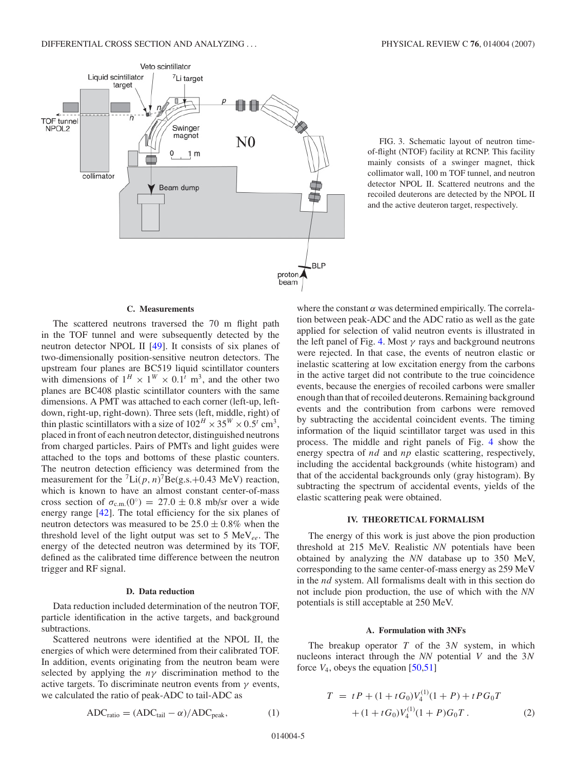FIG. 3. Schematic layout of neutron time-of-flight (NTOF) facility at RCNP. This facility mainly consists of a swinger magnet, thick collimator wall, 100 m TOF tunnel, and neutron detector NPOL II. Scattered neutrons and the recoiled deuterons are detected by the NPOL II and the active deuteron target, respectively.

### C. Measurements

The scattered neutrons traversed the 70 m flight path in the TOF tunnel and were subsequently detected by the neutron detector NPOL II [49]. It consists of six planes of two-dimensionally position-sensitive neutron detectors. The upstream four planes are BC519 liquid scintillator counters with dimensions of $1^H \times 1^W \times 0.1^t$ m$^3$, and the other two planes are BC408 plastic scintillator counters with the same dimensions. A PMT was attached to each corner (left-up, left-down, right-up, right-down). Three sets (left, middle, right) of thin plastic scintillators with a size of $102^H \times 35^W \times 0.5^t$ cm$^3$, placed in front of each neutron detector, distinguished neutrons from charged particles. Pairs of PMTs and light guides were attached to the tops and bottoms of these plastic counters. The neutron detection efficiency was determined from the measurement for the $^7\mathrm{Li}(p,n)^7\mathrm{Be}$(g.s.+0.43 MeV) reaction, which is known to have an almost constant center-of-mass cross section of $\sigma_{\mathrm{c.m.}}(0^\circ) = 27.0 \pm 0.8$ mb/sr over a wide energy range [42]. The total efficiency for the six planes of neutron detectors was measured to be $25.0 \pm 0.8\%$ when the threshold level of the light output was set to 5 MeV$_{ee}$. The energy of the detected neutron was determined by its TOF, defined as the calibrated time difference between the neutron trigger and RF signal.

### D. Data reduction

Data reduction included determination of the neutron TOF, particle identification in the active targets, and background subtractions.

Scattered neutrons were identified at the NPOL II, the energies of which were determined from their calibrated TOF. In addition, events originating from the neutron beam were selected by applying the $n\gamma$ discrimination method to the active targets. To discriminate neutron events from $\gamma$ events, we calculated the ratio of peak-ADC to tail-ADC as

$$\mathrm{ADC}_{\mathrm{ratio}} = (\mathrm{ADC}_{\mathrm{tail}} - \alpha)/\mathrm{ADC}_{\mathrm{peak}}, \tag{1}$$

where the constant $\alpha$ was determined empirically. The correlation between peak-ADC and the ADC ratio as well as the gate applied for selection of valid neutron events is illustrated in the left panel of Fig. 4. Most $\gamma$ rays and background neutrons were rejected. In that case, the events of neutron elastic or inelastic scattering at low excitation energy from the carbons in the active target did not contribute to the true coincidence events, because the energies of recoiled carbons were smaller enough than that of recoiled deuterons. Remaining background events and the contribution from carbons were removed by subtracting the accidental coincident events. The timing information of the liquid scintillator target was used in this process. The middle and right panels of Fig. 4 show the energy spectra of $nd$ and $np$ elastic scattering, respectively, including the accidental backgrounds (white histogram) and that of the accidental backgrounds only (gray histogram). By subtracting the spectrum of accidental events, yields of the elastic scattering peak were obtained.

## IV. THEORETICAL FORMALISM

The energy of this work is just above the pion production threshold at 215 MeV. Realistic $NN$ potentials have been obtained by analyzing the $NN$ database up to 350 MeV, corresponding to the same center-of-mass energy as 259 MeV in the $nd$ system. All formalisms dealt with in this section do not include pion production, the use of which with the $NN$ potentials is still acceptable at 250 MeV.

### A. Formulation with 3NFs

The breakup operator $T$ of the $3N$ system, in which nucleons interact through the $NN$ potential $V$ and the $3N$ force $V_4$, obeys the equation [50,51]

$$\begin{aligned} T &= tP + (1 + tG_0)V_4^{(1)}(1 + P) + tPG_0T \\ &\quad + (1 + tG_0)V_4^{(1)}(1 + P)G_0T\,. \end{aligned} \tag{2}$$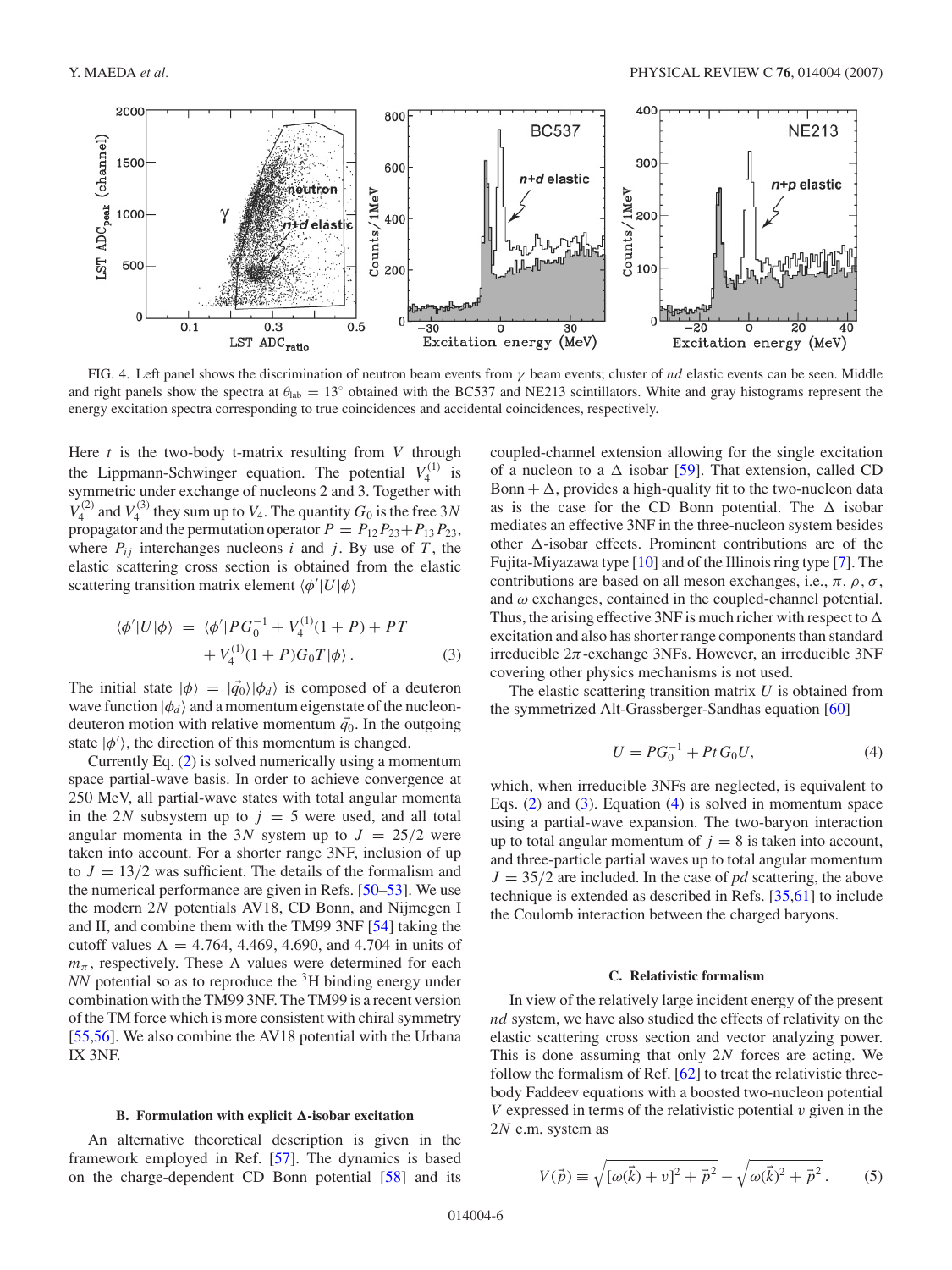FIG. 4. Left panel shows the discrimination of neutron beam events from $\gamma$ beam events; cluster of *nd* elastic events can be seen. Middle and right panels show the spectra at $\theta_{\rm lab} = 13^\circ$ obtained with the BC537 and NE213 scintillators. White and gray histograms represent the energy excitation spectra corresponding to true coincidences and accidental coincidences, respectively.

Here $t$ is the two-body t-matrix resulting from $V$ through the Lippmann-Schwinger equation. The potential $V_4^{(1)}$ is symmetric under exchange of nucleons 2 and 3. Together with $V_4^{(2)}$ and $V_4^{(3)}$ they sum up to $V_4$. The quantity $G_0$ is the free $3N$ propagator and the permutation operator $P = P_{12}P_{23} + P_{13}P_{23}$, where $P_{ij}$ interchanges nucleons $i$ and $j$. By use of $T$, the elastic scattering cross section is obtained from the elastic scattering transition matrix element $\langle \phi' | U | \phi \rangle$

$$\langle \phi' | U | \phi \rangle = \langle \phi' | P G_0^{-1} + V_4^{(1)}(1 + P) + PT + V_4^{(1)}(1 + P) G_0 T | \phi \rangle . \tag{3}$$

The initial state $|\phi\rangle = |\vec{q}_0\rangle|\phi_d\rangle$ is composed of a deuteron wave function $|\phi_d\rangle$ and a momentum eigenstate of the nucleon-deuteron motion with relative momentum $\vec{q}_0$. In the outgoing state $|\phi'\rangle$, the direction of this momentum is changed.

Currently Eq. (2) is solved numerically using a momentum space partial-wave basis. In order to achieve convergence at 250 MeV, all partial-wave states with total angular momenta in the $2N$ subsystem up to $j = 5$ were used, and all total angular momenta in the $3N$ system up to $J = 25/2$ were taken into account. For a shorter range 3NF, inclusion of up to $J = 13/2$ was sufficient. The details of the formalism and the numerical performance are given in Refs. [50–53]. We use the modern $2N$ potentials AV18, CD Bonn, and Nijmegen I and II, and combine them with the TM99 3NF [54] taking the cutoff values $\Lambda = 4.764$, 4.469, 4.690, and 4.704 in units of $m_\pi$, respectively. These $\Lambda$ values were determined for each *NN* potential so as to reproduce the $^3$H binding energy under combination with the TM99 3NF. The TM99 is a recent version of the TM force which is more consistent with chiral symmetry [55,56]. We also combine the AV18 potential with the Urbana IX 3NF.

### B. Formulation with explicit Δ-isobar excitation

An alternative theoretical description is given in the framework employed in Ref. [57]. The dynamics is based on the charge-dependent CD Bonn potential [58] and its coupled-channel extension allowing for the single excitation of a nucleon to a $\Delta$ isobar [59]. That extension, called CD Bonn + $\Delta$, provides a high-quality fit to the two-nucleon data as is the case for the CD Bonn potential. The $\Delta$ isobar mediates an effective 3NF in the three-nucleon system besides other $\Delta$-isobar effects. Prominent contributions are of the Fujita-Miyazawa type [10] and of the Illinois ring type [7]. The contributions are based on all meson exchanges, i.e., $\pi$, $\rho$, $\sigma$, and $\omega$ exchanges, contained in the coupled-channel potential. Thus, the arising effective 3NF is much richer with respect to $\Delta$ excitation and also has shorter range components than standard irreducible $2\pi$-exchange 3NFs. However, an irreducible 3NF covering other physics mechanisms is not used.

The elastic scattering transition matrix $U$ is obtained from the symmetrized Alt-Grassberger-Sandhas equation [60]

$$U = P G_0^{-1} + P t G_0 U, \tag{4}$$

which, when irreducible 3NFs are neglected, is equivalent to Eqs. (2) and (3). Equation (4) is solved in momentum space using a partial-wave expansion. The two-baryon interaction up to total angular momentum of $j = 8$ is taken into account, and three-particle partial waves up to total angular momentum $J = 35/2$ are included. In the case of *pd* scattering, the above technique is extended as described in Refs. [35,61] to include the Coulomb interaction between the charged baryons.

### C. Relativistic formalism

In view of the relatively large incident energy of the present *nd* system, we have also studied the effects of relativity on the elastic scattering cross section and vector analyzing power. This is done assuming that only $2N$ forces are acting. We follow the formalism of Ref. [62] to treat the relativistic three-body Faddeev equations with a boosted two-nucleon potential $V$ expressed in terms of the relativistic potential $v$ given in the $2N$ c.m. system as

$$V(\vec{p}) \equiv \sqrt{[\omega(\vec{k}) + v]^2 + \vec{p}^{\,2}} - \sqrt{\omega(\vec{k})^2 + \vec{p}^{\,2}} . \tag{5}$$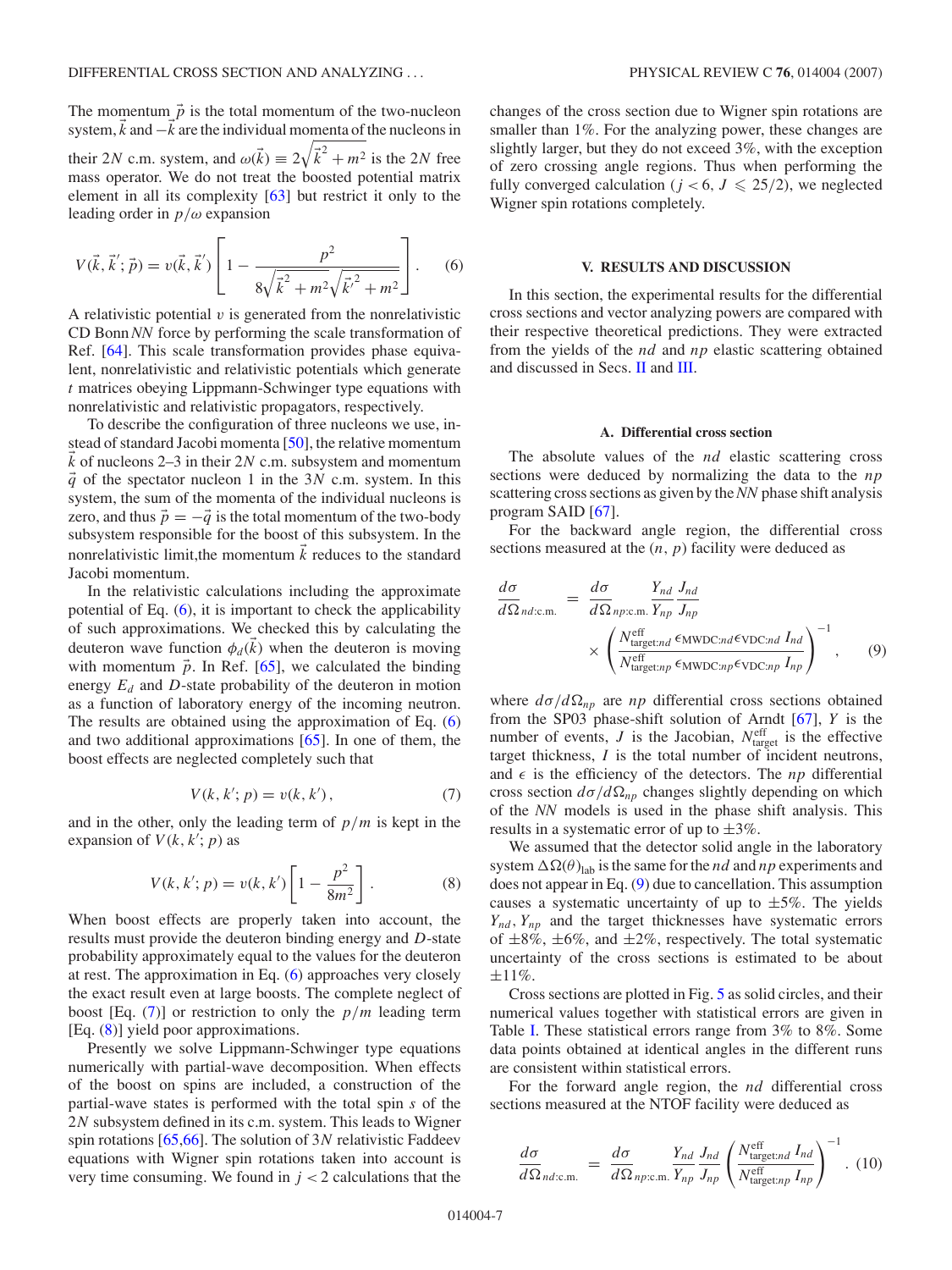The momentum $\vec{p}$ is the total momentum of the two-nucleon system, $\vec{k}$ and $-\vec{k}$ are the individual momenta of the nucleons in their $2N$ c.m. system, and $\omega(\vec{k}) \equiv 2\sqrt{\vec{k}^2 + m^2}$ is the $2N$ free mass operator. We do not treat the boosted potential matrix element in all its complexity [63] but restrict it only to the leading order in $p/\omega$ expansion

$$V(\vec{k}, \vec{k}'; \vec{p}) = v(\vec{k}, \vec{k}') \left[ 1 - \frac{p^2}{8\sqrt{\vec{k}^2 + m^2}\sqrt{\vec{k}'^2 + m^2}} \right]. \quad (6)$$

A relativistic potential $v$ is generated from the nonrelativistic CD Bonn *NN* force by performing the scale transformation of Ref. [64]. This scale transformation provides phase equivalent, nonrelativistic and relativistic potentials which generate $t$ matrices obeying Lippmann-Schwinger type equations with nonrelativistic and relativistic propagators, respectively.

To describe the configuration of three nucleons we use, instead of standard Jacobi momenta [50], the relative momentum $\vec{k}$ of nucleons 2–3 in their $2N$ c.m. subsystem and momentum $\vec{q}$ of the spectator nucleon 1 in the $3N$ c.m. system. In this system, the sum of the momenta of the individual nucleons is zero, and thus $\vec{p} = -\vec{q}$ is the total momentum of the two-body subsystem responsible for the boost of this subsystem. In the nonrelativistic limit,the momentum $\vec{k}$ reduces to the standard Jacobi momentum.

In the relativistic calculations including the approximate potential of Eq. (6), it is important to check the applicability of such approximations. We checked this by calculating the deuteron wave function $\phi_d(\vec{k})$ when the deuteron is moving with momentum $\vec{p}$. In Ref. [65], we calculated the binding energy $E_d$ and $D$-state probability of the deuteron in motion as a function of laboratory energy of the incoming neutron. The results are obtained using the approximation of Eq. (6) and two additional approximations [65]. In one of them, the boost effects are neglected completely such that

$$V(k, k'; p) = v(k, k'), \quad (7)$$

and in the other, only the leading term of $p/m$ is kept in the expansion of $V(k, k'; p)$ as

$$V(k, k'; p) = v(k, k') \left[ 1 - \frac{p^2}{8m^2} \right]. \quad (8)$$

When boost effects are properly taken into account, the results must provide the deuteron binding energy and $D$-state probability approximately equal to the values for the deuteron at rest. The approximation in Eq. (6) approaches very closely the exact result even at large boosts. The complete neglect of boost [Eq. (7)] or restriction to only the $p/m$ leading term [Eq. (8)] yield poor approximations.

Presently we solve Lippmann-Schwinger type equations numerically with partial-wave decomposition. When effects of the boost on spins are included, a construction of the partial-wave states is performed with the total spin $s$ of the $2N$ subsystem defined in its c.m. system. This leads to Wigner spin rotations [65,66]. The solution of $3N$ relativistic Faddeev equations with Wigner spin rotations taken into account is very time consuming. We found in $j < 2$ calculations that the changes of the cross section due to Wigner spin rotations are smaller than 1%. For the analyzing power, these changes are slightly larger, but they do not exceed 3%, with the exception of zero crossing angle regions. Thus when performing the fully converged calculation ($j < 6$, $J \leqslant 25/2$), we neglected Wigner spin rotations completely.

## V. RESULTS AND DISCUSSION

In this section, the experimental results for the differential cross sections and vector analyzing powers are compared with their respective theoretical predictions. They were extracted from the yields of the *nd* and *np* elastic scattering obtained and discussed in Secs. II and III.

### A. Differential cross section

The absolute values of the *nd* elastic scattering cross sections were deduced by normalizing the data to the *np* scattering cross sections as given by the *NN* phase shift analysis program SAID [67].

For the backward angle region, the differential cross sections measured at the $(n, p)$ facility were deduced as

$$\frac{d\sigma}{d\Omega}_{nd:\text{c.m.}} = \frac{d\sigma}{d\Omega}_{np:\text{c.m.}} \frac{Y_{nd}}{Y_{np}} \frac{J_{nd}}{J_{np}} \times \left( \frac{N^{\text{eff}}_{\text{target}:nd}\, \epsilon_{\text{MWDC}:nd}\, \epsilon_{\text{VDC}:nd}\, I_{nd}}{N^{\text{eff}}_{\text{target}:np}\, \epsilon_{\text{MWDC}:np}\, \epsilon_{\text{VDC}:np}\, I_{np}} \right)^{-1}, \quad (9)$$

where $d\sigma/d\Omega_{np}$ are *np* differential cross sections obtained from the SP03 phase-shift solution of Arndt [67], $Y$ is the number of events, $J$ is the Jacobian, $N^{\text{eff}}_{\text{target}}$ is the effective target thickness, $I$ is the total number of incident neutrons, and $\epsilon$ is the efficiency of the detectors. The *np* differential cross section $d\sigma/d\Omega_{np}$ changes slightly depending on which of the *NN* models is used in the phase shift analysis. This results in a systematic error of up to $\pm 3\%$.

We assumed that the detector solid angle in the laboratory system $\Delta\Omega(\theta)_{\text{lab}}$ is the same for the *nd* and *np* experiments and does not appear in Eq. (9) due to cancellation. This assumption causes a systematic uncertainty of up to $\pm 5\%$. The yields $Y_{nd}$, $Y_{np}$ and the target thicknesses have systematic errors of $\pm 8\%$, $\pm 6\%$, and $\pm 2\%$, respectively. The total systematic uncertainty of the cross sections is estimated to be about $\pm 11\%$.

Cross sections are plotted in Fig. 5 as solid circles, and their numerical values together with statistical errors are given in Table I. These statistical errors range from 3% to 8%. Some data points obtained at identical angles in the different runs are consistent within statistical errors.

For the forward angle region, the *nd* differential cross sections measured at the NTOF facility were deduced as

$$\frac{d\sigma}{d\Omega}_{nd:\text{c.m.}} = \frac{d\sigma}{d\Omega}_{np:\text{c.m.}} \frac{Y_{nd}}{Y_{np}} \frac{J_{nd}}{J_{np}} \left( \frac{N^{\text{eff}}_{\text{target}:nd}\, I_{nd}}{N^{\text{eff}}_{\text{target}:np}\, I_{np}} \right)^{-1}. \quad (10)$$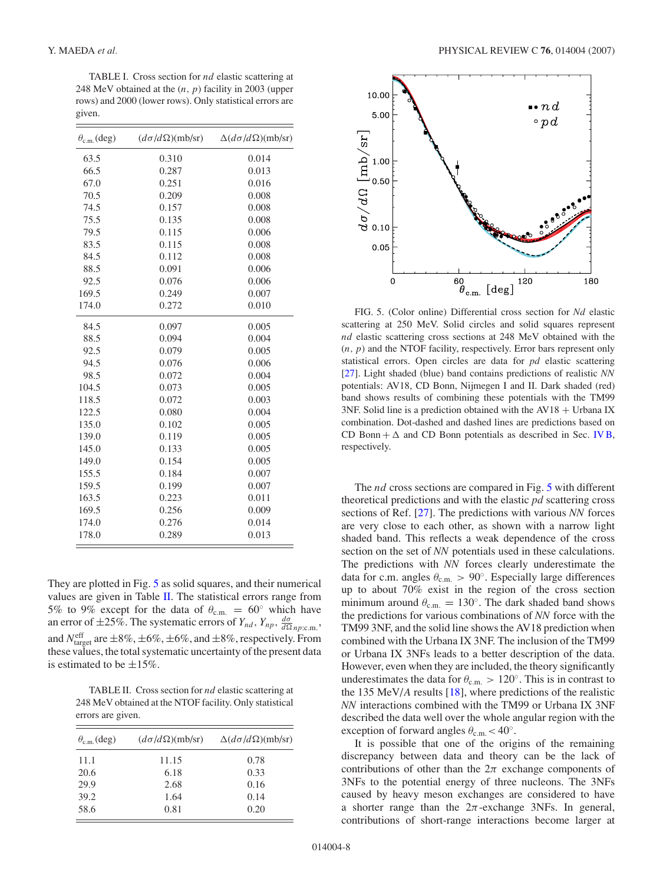TABLE I. Cross section for *nd* elastic scattering at 248 MeV obtained at the $(n, p)$ facility in 2003 (upper rows) and 2000 (lower rows). Only statistical errors are given.

| $\theta_{c.m.}$(deg) | $(d\sigma/d\Omega)$(mb/sr) | $\Delta(d\sigma/d\Omega)$(mb/sr) |
|---|---|---|
| 63.5 | 0.310 | 0.014 |
| 66.5 | 0.287 | 0.013 |
| 67.0 | 0.251 | 0.016 |
| 70.5 | 0.209 | 0.008 |
| 74.5 | 0.157 | 0.008 |
| 75.5 | 0.135 | 0.008 |
| 79.5 | 0.115 | 0.006 |
| 83.5 | 0.115 | 0.008 |
| 84.5 | 0.112 | 0.008 |
| 88.5 | 0.091 | 0.006 |
| 92.5 | 0.076 | 0.006 |
| 169.5 | 0.249 | 0.007 |
| 174.0 | 0.272 | 0.010 |
| 84.5 | 0.097 | 0.005 |
| 88.5 | 0.094 | 0.004 |
| 92.5 | 0.079 | 0.005 |
| 94.5 | 0.076 | 0.006 |
| 98.5 | 0.072 | 0.004 |
| 104.5 | 0.073 | 0.005 |
| 118.5 | 0.072 | 0.003 |
| 122.5 | 0.080 | 0.004 |
| 135.0 | 0.102 | 0.005 |
| 139.0 | 0.119 | 0.005 |
| 145.0 | 0.133 | 0.005 |
| 149.0 | 0.154 | 0.005 |
| 155.5 | 0.184 | 0.007 |
| 159.5 | 0.199 | 0.007 |
| 163.5 | 0.223 | 0.011 |
| 169.5 | 0.256 | 0.009 |
| 174.0 | 0.276 | 0.014 |
| 178.0 | 0.289 | 0.013 |

They are plotted in Fig. 5 as solid squares, and their numerical values are given in Table II. The statistical errors range from 5% to 9% except for the data of $\theta_{c.m.} = 60^\circ$ which have an error of $\pm 25\%$. The systematic errors of $Y_{nd}$, $Y_{np}$, $\frac{d\sigma}{d\Omega}_{np:c.m.}$, and $N_{target}^{eff}$ are $\pm 8\%$, $\pm 6\%$, $\pm 6\%$, and $\pm 8\%$, respectively. From these values, the total systematic uncertainty of the present data is estimated to be $\pm 15\%$.

TABLE II. Cross section for *nd* elastic scattering at 248 MeV obtained at the NTOF facility. Only statistical errors are given.

| $\theta_{c.m.}$(deg) | $(d\sigma/d\Omega)$(mb/sr) | $\Delta(d\sigma/d\Omega)$(mb/sr) |
|---|---|---|
| 11.1 | 11.15 | 0.78 |
| 20.6 | 6.18 | 0.33 |
| 29.9 | 2.68 | 0.16 |
| 39.2 | 1.64 | 0.14 |
| 58.6 | 0.81 | 0.20 |

FIG. 5. (Color online) Differential cross section for *Nd* elastic scattering at 250 MeV. Solid circles and solid squares represent *nd* elastic scattering cross sections at 248 MeV obtained with the $(n, p)$ and the NTOF facility, respectively. Error bars represent only statistical errors. Open circles are data for *pd* elastic scattering [27]. Light shaded (blue) band contains predictions of realistic *NN* potentials: AV18, CD Bonn, Nijmegen I and II. Dark shaded (red) band shows results of combining these potentials with the TM99 3NF. Solid line is a prediction obtained with the AV18 + Urbana IX combination. Dot-dashed and dashed lines are predictions based on CD Bonn + $\Delta$ and CD Bonn potentials as described in Sec. IV B, respectively.

The *nd* cross sections are compared in Fig. 5 with different theoretical predictions and with the elastic *pd* scattering cross sections of Ref. [27]. The predictions with various *NN* forces are very close to each other, as shown with a narrow light shaded band. This reflects a weak dependence of the cross section on the set of *NN* potentials used in these calculations. The predictions with *NN* forces clearly underestimate the data for c.m. angles $\theta_{c.m.} > 90^\circ$. Especially large differences up to about 70% exist in the region of the cross section minimum around $\theta_{c.m.} = 130^\circ$. The dark shaded band shows the predictions for various combinations of *NN* force with the TM99 3NF, and the solid line shows the AV18 prediction when combined with the Urbana IX 3NF. The inclusion of the TM99 or Urbana IX 3NFs leads to a better description of the data. However, even when they are included, the theory significantly underestimates the data for $\theta_{c.m.} > 120^\circ$. This is in contrast to the 135 MeV/*A* results [18], where predictions of the realistic *NN* interactions combined with the TM99 or Urbana IX 3NF described the data well over the whole angular region with the exception of forward angles $\theta_{c.m.} < 40^\circ$.

It is possible that one of the origins of the remaining discrepancy between data and theory can be the lack of contributions of other than the $2\pi$ exchange components of 3NFs to the potential energy of three nucleons. The 3NFs caused by heavy meson exchanges are considered to have a shorter range than the $2\pi$-exchange 3NFs. In general, contributions of short-range interactions become larger at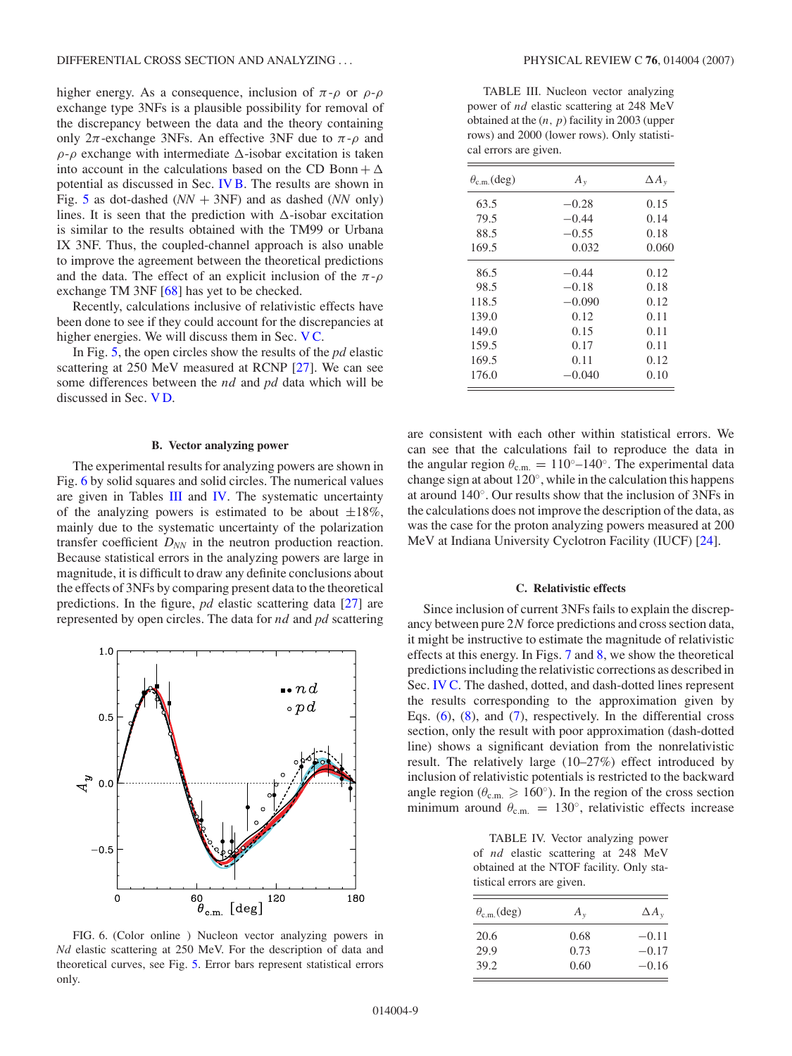higher energy. As a consequence, inclusion of $\pi$-$\rho$ or $\rho$-$\rho$ exchange type 3NFs is a plausible possibility for removal of the discrepancy between the data and the theory containing only $2\pi$-exchange 3NFs. An effective 3NF due to $\pi$-$\rho$ and $\rho$-$\rho$ exchange with intermediate $\Delta$-isobar excitation is taken into account in the calculations based on the CD Bonn + $\Delta$ potential as discussed in Sec. IV B. The results are shown in Fig. 5 as dot-dashed (*NN* + 3NF) and as dashed (*NN* only) lines. It is seen that the prediction with $\Delta$-isobar excitation is similar to the results obtained with the TM99 or Urbana IX 3NF. Thus, the coupled-channel approach is also unable to improve the agreement between the theoretical predictions and the data. The effect of an explicit inclusion of the $\pi$-$\rho$ exchange TM 3NF [68] has yet to be checked.

Recently, calculations inclusive of relativistic effects have been done to see if they could account for the discrepancies at higher energies. We will discuss them in Sec. V C.

In Fig. 5, the open circles show the results of the *pd* elastic scattering at 250 MeV measured at RCNP [27]. We can see some differences between the *nd* and *pd* data which will be discussed in Sec. V D.

### B. Vector analyzing power

The experimental results for analyzing powers are shown in Fig. 6 by solid squares and solid circles. The numerical values are given in Tables III and IV. The systematic uncertainty of the analyzing powers is estimated to be about ±18%, mainly due to the systematic uncertainty of the polarization transfer coefficient $D_{NN}$ in the neutron production reaction. Because statistical errors in the analyzing powers are large in magnitude, it is difficult to draw any definite conclusions about the effects of 3NFs by comparing present data to the theoretical predictions. In the figure, *pd* elastic scattering data [27] are represented by open circles. The data for *nd* and *pd* scattering are consistent with each other within statistical errors. We can see that the calculations fail to reproduce the data in the angular region $\theta_{\rm c.m.} = 110°$–$140°$. The experimental data change sign at about 120°, while in the calculation this happens at around 140°. Our results show that the inclusion of 3NFs in the calculations does not improve the description of the data, as was the case for the proton analyzing powers measured at 200 MeV at Indiana University Cyclotron Facility (IUCF) [24].

FIG. 6. (Color online ) Nucleon vector analyzing powers in *Nd* elastic scattering at 250 MeV. For the description of data and theoretical curves, see Fig. 5. Error bars represent statistical errors only.

TABLE III. Nucleon vector analyzing power of *nd* elastic scattering at 248 MeV obtained at the $(n, p)$ facility in 2003 (upper rows) and 2000 (lower rows). Only statistical errors are given.

| $\theta_{\rm c.m.}$(deg) | $A_y$ | $\Delta A_y$ |
|---|---|---|
| 63.5 | −0.28 | 0.15 |
| 79.5 | −0.44 | 0.14 |
| 88.5 | −0.55 | 0.18 |
| 169.5 | 0.032 | 0.060 |
| 86.5 | −0.44 | 0.12 |
| 98.5 | −0.18 | 0.18 |
| 118.5 | −0.090 | 0.12 |
| 139.0 | 0.12 | 0.11 |
| 149.0 | 0.15 | 0.11 |
| 159.5 | 0.17 | 0.11 |
| 169.5 | 0.11 | 0.12 |
| 176.0 | −0.040 | 0.10 |

### C. Relativistic effects

Since inclusion of current 3NFs fails to explain the discrepancy between pure $2N$ force predictions and cross section data, it might be instructive to estimate the magnitude of relativistic effects at this energy. In Figs. 7 and 8, we show the theoretical predictions including the relativistic corrections as described in Sec. IV C. The dashed, dotted, and dash-dotted lines represent the results corresponding to the approximation given by Eqs. (6), (8), and (7), respectively. In the differential cross section, only the result with poor approximation (dash-dotted line) shows a significant deviation from the nonrelativistic result. The relatively large (10–27%) effect introduced by inclusion of relativistic potentials is restricted to the backward angle region ($\theta_{\rm c.m.} \geqslant 160°$). In the region of the cross section minimum around $\theta_{\rm c.m.} = 130°$, relativistic effects increase

TABLE IV. Vector analyzing power of *nd* elastic scattering at 248 MeV obtained at the NTOF facility. Only statistical errors are given.

| $\theta_{\rm c.m.}$(deg) | $A_y$ | $\Delta A_y$ |
|---|---|---|
| 20.6 | 0.68 | −0.11 |
| 29.9 | 0.73 | −0.17 |
| 39.2 | 0.60 | −0.16 |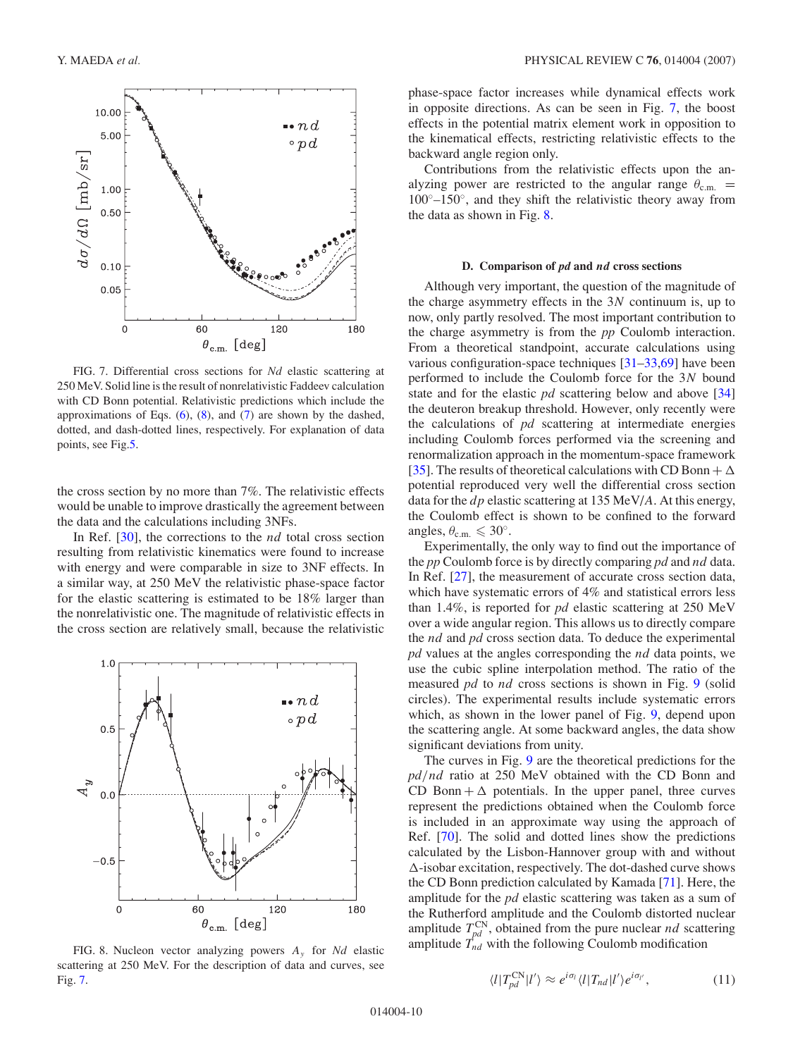FIG. 7. Differential cross sections for *Nd* elastic scattering at 250 MeV. Solid line is the result of nonrelativistic Faddeev calculation with CD Bonn potential. Relativistic predictions which include the approximations of Eqs. (6), (8), and (7) are shown by the dashed, dotted, and dash-dotted lines, respectively. For explanation of data points, see Fig.5.

the cross section by no more than 7%. The relativistic effects would be unable to improve drastically the agreement between the data and the calculations including 3NFs.

In Ref. [30], the corrections to the *nd* total cross section resulting from relativistic kinematics were found to increase with energy and were comparable in size to 3NF effects. In a similar way, at 250 MeV the relativistic phase-space factor for the elastic scattering is estimated to be 18% larger than the nonrelativistic one. The magnitude of relativistic effects in the cross section are relatively small, because the relativistic phase-space factor increases while dynamical effects work in opposite directions. As can be seen in Fig. 7, the boost effects in the potential matrix element work in opposition to the kinematical effects, restricting relativistic effects to the backward angle region only.

Contributions from the relativistic effects upon the analyzing power are restricted to the angular range $\theta_{\rm c.m.} = 100^\circ$–$150^\circ$, and they shift the relativistic theory away from the data as shown in Fig. 8.

FIG. 8. Nucleon vector analyzing powers $A_y$ for *Nd* elastic scattering at 250 MeV. For the description of data and curves, see Fig. 7.

### D. Comparison of *pd* and *nd* cross sections

Although very important, the question of the magnitude of the charge asymmetry effects in the 3*N* continuum is, up to now, only partly resolved. The most important contribution to the charge asymmetry is from the *pp* Coulomb interaction. From a theoretical standpoint, accurate calculations using various configuration-space techniques [31–33,69] have been performed to include the Coulomb force for the 3*N* bound state and for the elastic *pd* scattering below and above [34] the deuteron breakup threshold. However, only recently were the calculations of *pd* scattering at intermediate energies including Coulomb forces performed via the screening and renormalization approach in the momentum-space framework [35]. The results of theoretical calculations with CD Bonn + Δ potential reproduced very well the differential cross section data for the *dp* elastic scattering at 135 MeV/*A*. At this energy, the Coulomb effect is shown to be confined to the forward angles, $\theta_{\rm c.m.} \leqslant 30^\circ$.

Experimentally, the only way to find out the importance of the *pp* Coulomb force is by directly comparing *pd* and *nd* data. In Ref. [27], the measurement of accurate cross section data, which have systematic errors of 4% and statistical errors less than 1.4%, is reported for *pd* elastic scattering at 250 MeV over a wide angular region. This allows us to directly compare the *nd* and *pd* cross section data. To deduce the experimental *pd* values at the angles corresponding the *nd* data points, we use the cubic spline interpolation method. The ratio of the measured *pd* to *nd* cross sections is shown in Fig. 9 (solid circles). The experimental results include systematic errors which, as shown in the lower panel of Fig. 9, depend upon the scattering angle. At some backward angles, the data show significant deviations from unity.

The curves in Fig. 9 are the theoretical predictions for the *pd*/*nd* ratio at 250 MeV obtained with the CD Bonn and CD Bonn + Δ potentials. In the upper panel, three curves represent the predictions obtained when the Coulomb force is included in an approximate way using the approach of Ref. [70]. The solid and dotted lines show the predictions calculated by the Lisbon-Hannover group with and without Δ-isobar excitation, respectively. The dot-dashed curve shows the CD Bonn prediction calculated by Kamada [71]. Here, the amplitude for the *pd* elastic scattering was taken as a sum of the Rutherford amplitude and the Coulomb distorted nuclear amplitude $T_{pd}^{\rm CN}$, obtained from the pure nuclear *nd* scattering amplitude $T_{nd}$ with the following Coulomb modification

$$\langle l|T_{pd}^{\rm CN}|l'\rangle \approx e^{i\sigma_l}\langle l|T_{nd}|l'\rangle e^{i\sigma_{l'}}, \tag{11}$$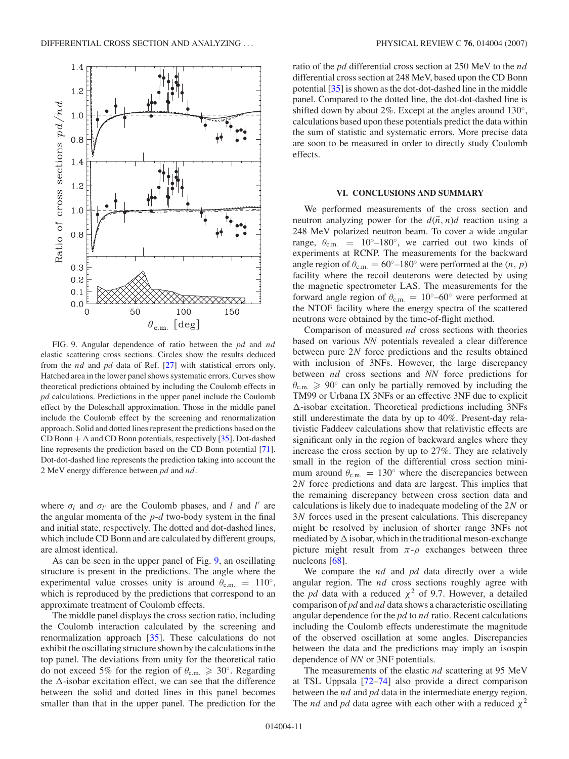FIG. 9. Angular dependence of ratio between the *pd* and *nd* elastic scattering cross sections. Circles show the results deduced from the *nd* and *pd* data of Ref. [27] with statistical errors only. Hatched area in the lower panel shows systematic errors. Curves show theoretical predictions obtained by including the Coulomb effects in *pd* calculations. Predictions in the upper panel include the Coulomb effect by the Doleschall approximation. Those in the middle panel include the Coulomb effect by the screening and renormalization approach. Solid and dotted lines represent the predictions based on the CD Bonn + $\Delta$ and CD Bonn potentials, respectively [35]. Dot-dashed line represents the prediction based on the CD Bonn potential [71]. Dot-dot-dashed line represents the prediction taking into account the 2 MeV energy difference between *pd* and *nd*.

where $\sigma_l$ and $\sigma_{l'}$ are the Coulomb phases, and $l$ and $l'$ are the angular momenta of the *p*-*d* two-body system in the final and initial state, respectively. The dotted and dot-dashed lines, which include CD Bonn and are calculated by different groups, are almost identical.

As can be seen in the upper panel of Fig. 9, an oscillating structure is present in the predictions. The angle where the experimental value crosses unity is around $\theta_{\text{c.m.}} = 110^\circ$, which is reproduced by the predictions that correspond to an approximate treatment of Coulomb effects.

The middle panel displays the cross section ratio, including the Coulomb interaction calculated by the screening and renormalization approach [35]. These calculations do not exhibit the oscillating structure shown by the calculations in the top panel. The deviations from unity for the theoretical ratio do not exceed 5% for the region of $\theta_{\text{c.m.}} \geqslant 30^\circ$. Regarding the $\Delta$-isobar excitation effect, we can see that the difference between the solid and dotted lines in this panel becomes smaller than that in the upper panel. The prediction for the ratio of the *pd* differential cross section at 250 MeV to the *nd* differential cross section at 248 MeV, based upon the CD Bonn potential [35] is shown as the dot-dot-dashed line in the middle panel. Compared to the dotted line, the dot-dot-dashed line is shifted down by about 2%. Except at the angles around 130°, calculations based upon these potentials predict the data within the sum of statistic and systematic errors. More precise data are soon to be measured in order to directly study Coulomb effects.

## VI. CONCLUSIONS AND SUMMARY

We performed measurements of the cross section and neutron analyzing power for the $d(\vec{n}, n)d$ reaction using a 248 MeV polarized neutron beam. To cover a wide angular range, $\theta_{\text{c.m.}} = 10^\circ$–$180^\circ$, we carried out two kinds of experiments at RCNP. The measurements for the backward angle region of $\theta_{\text{c.m.}} = 60^\circ$–$180^\circ$ were performed at the $(n, p)$ facility where the recoil deuterons were detected by using the magnetic spectrometer LAS. The measurements for the forward angle region of $\theta_{\text{c.m.}} = 10^\circ$–$60^\circ$ were performed at the NTOF facility where the energy spectra of the scattered neutrons were obtained by the time-of-flight method.

Comparison of measured *nd* cross sections with theories based on various *NN* potentials revealed a clear difference between pure 2*N* force predictions and the results obtained with inclusion of 3NFs. However, the large discrepancy between *nd* cross sections and *NN* force predictions for $\theta_{\text{c.m.}} \geqslant 90^\circ$ can only be partially removed by including the TM99 or Urbana IX 3NFs or an effective 3NF due to explicit $\Delta$-isobar excitation. Theoretical predictions including 3NFs still underestimate the data by up to 40%. Present-day relativistic Faddeev calculations show that relativistic effects are significant only in the region of backward angles where they increase the cross section by up to 27%. They are relatively small in the region of the differential cross section minimum around $\theta_{\text{c.m.}} = 130^\circ$ where the discrepancies between 2*N* force predictions and data are largest. This implies that the remaining discrepancy between cross section data and calculations is likely due to inadequate modeling of the 2*N* or 3*N* forces used in the present calculations. This discrepancy might be resolved by inclusion of shorter range 3NFs not mediated by $\Delta$ isobar, which in the traditional meson-exchange picture might result from $\pi$-$\rho$ exchanges between three nucleons [68].

We compare the *nd* and *pd* data directly over a wide angular region. The *nd* cross sections roughly agree with the *pd* data with a reduced $\chi^2$ of 9.7. However, a detailed comparison of *pd* and *nd* data shows a characteristic oscillating angular dependence for the *pd* to *nd* ratio. Recent calculations including the Coulomb effects underestimate the magnitude of the observed oscillation at some angles. Discrepancies between the data and the predictions may imply an isospin dependence of *NN* or 3NF potentials.

The measurements of the elastic *nd* scattering at 95 MeV at TSL Uppsala [72–74] also provide a direct comparison between the *nd* and *pd* data in the intermediate energy region. The *nd* and *pd* data agree with each other with a reduced $\chi^2$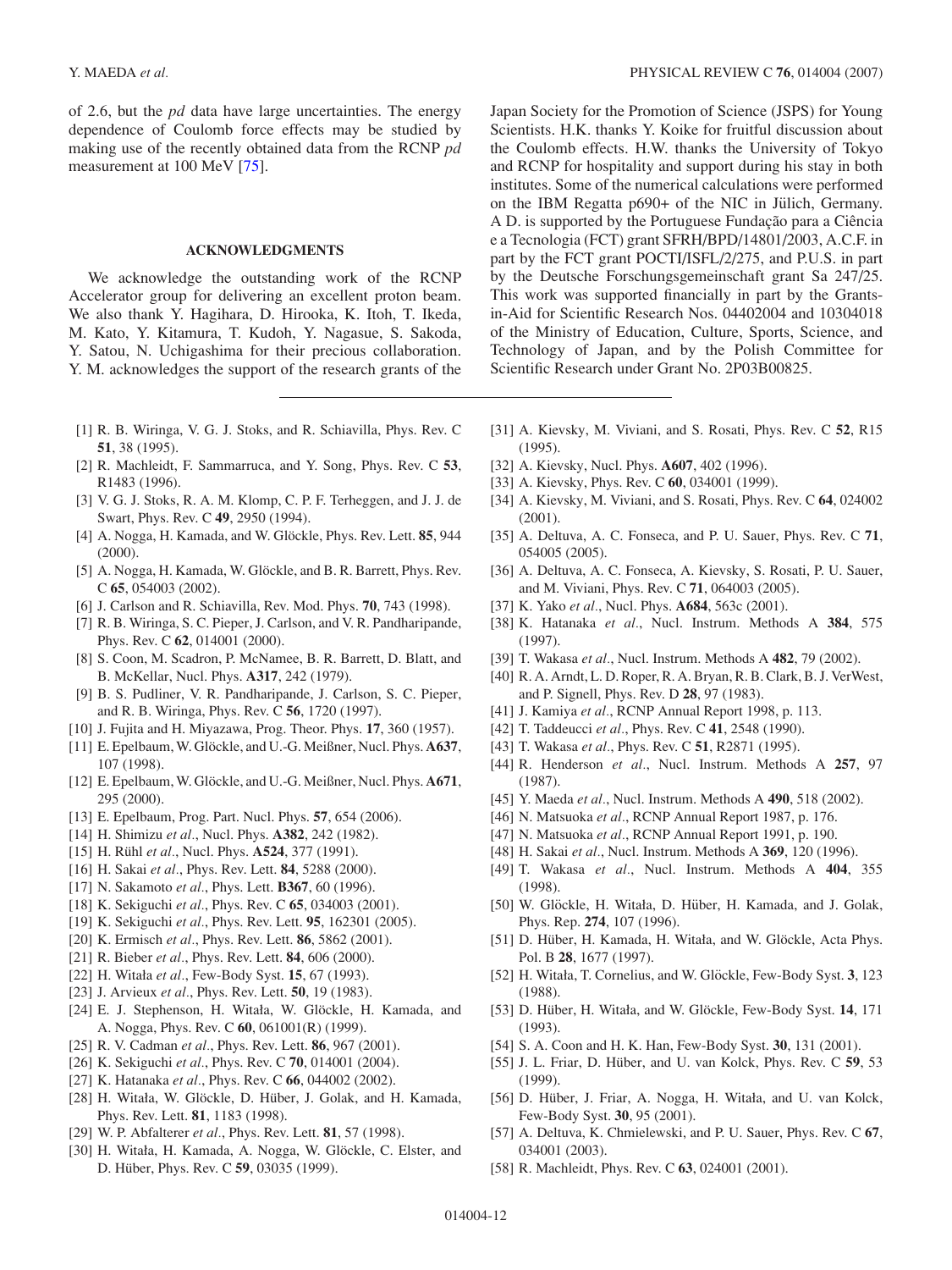of 2.6, but the *pd* data have large uncertainties. The energy dependence of Coulomb force effects may be studied by making use of the recently obtained data from the RCNP *pd* measurement at 100 MeV [75].

## ACKNOWLEDGMENTS

We acknowledge the outstanding work of the RCNP Accelerator group for delivering an excellent proton beam. We also thank Y. Hagihara, D. Hirooka, K. Itoh, T. Ikeda, M. Kato, Y. Kitamura, T. Kudoh, Y. Nagasue, S. Sakoda, Y. Satou, N. Uchigashima for their precious collaboration. Y. M. acknowledges the support of the research grants of the Japan Society for the Promotion of Science (JSPS) for Young Scientists. H.K. thanks Y. Koike for fruitful discussion about the Coulomb effects. H.W. thanks the University of Tokyo and RCNP for hospitality and support during his stay in both institutes. Some of the numerical calculations were performed on the IBM Regatta p690+ of the NIC in Jülich, Germany. A D. is supported by the Portuguese Fundação para a Ciência e a Tecnologia (FCT) grant SFRH/BPD/14801/2003, A.C.F. in part by the FCT grant POCTI/ISFL/2/275, and P.U.S. in part by the Deutsche Forschungsgemeinschaft grant Sa 247/25. This work was supported financially in part by the Grants-in-Aid for Scientific Research Nos. 04402004 and 10304018 of the Ministry of Education, Culture, Sports, Science, and Technology of Japan, and by the Polish Committee for Scientific Research under Grant No. 2P03B00825.

- [1] R. B. Wiringa, V. G. J. Stoks, and R. Schiavilla, Phys. Rev. C **51**, 38 (1995).
- [2] R. Machleidt, F. Sammarruca, and Y. Song, Phys. Rev. C **53**, R1483 (1996).
- [3] V. G. J. Stoks, R. A. M. Klomp, C. P. F. Terheggen, and J. J. de Swart, Phys. Rev. C **49**, 2950 (1994).
- [4] A. Nogga, H. Kamada, and W. Glöckle, Phys. Rev. Lett. **85**, 944 (2000).
- [5] A. Nogga, H. Kamada, W. Glöckle, and B. R. Barrett, Phys. Rev. C **65**, 054003 (2002).
- [6] J. Carlson and R. Schiavilla, Rev. Mod. Phys. **70**, 743 (1998).
- [7] R. B. Wiringa, S. C. Pieper, J. Carlson, and V. R. Pandharipande, Phys. Rev. C **62**, 014001 (2000).
- [8] S. Coon, M. Scadron, P. McNamee, B. R. Barrett, D. Blatt, and B. McKellar, Nucl. Phys. **A317**, 242 (1979).
- [9] B. S. Pudliner, V. R. Pandharipande, J. Carlson, S. C. Pieper, and R. B. Wiringa, Phys. Rev. C **56**, 1720 (1997).
- [10] J. Fujita and H. Miyazawa, Prog. Theor. Phys. **17**, 360 (1957).
- [11] E. Epelbaum, W. Glöckle, and U.-G. Meißner, Nucl. Phys. **A637**, 107 (1998).
- [12] E. Epelbaum, W. Glöckle, and U.-G. Meißner, Nucl. Phys. **A671**, 295 (2000).
- [13] E. Epelbaum, Prog. Part. Nucl. Phys. **57**, 654 (2006).
- [14] H. Shimizu *et al*., Nucl. Phys. **A382**, 242 (1982).
- [15] H. Rühl *et al*., Nucl. Phys. **A524**, 377 (1991).
- [16] H. Sakai *et al*., Phys. Rev. Lett. **84**, 5288 (2000).
- [17] N. Sakamoto *et al*., Phys. Lett. **B367**, 60 (1996).
- [18] K. Sekiguchi *et al*., Phys. Rev. C **65**, 034003 (2001).
- [19] K. Sekiguchi *et al*., Phys. Rev. Lett. **95**, 162301 (2005).
- [20] K. Ermisch *et al*., Phys. Rev. Lett. **86**, 5862 (2001).
- [21] R. Bieber *et al*., Phys. Rev. Lett. **84**, 606 (2000).
- [22] H. Witała *et al*., Few-Body Syst. **15**, 67 (1993).
- [23] J. Arvieux *et al*., Phys. Rev. Lett. **50**, 19 (1983).
- [24] E. J. Stephenson, H. Witała, W. Glöckle, H. Kamada, and A. Nogga, Phys. Rev. C **60**, 061001(R) (1999).
- [25] R. V. Cadman *et al*., Phys. Rev. Lett. **86**, 967 (2001).
- [26] K. Sekiguchi *et al*., Phys. Rev. C **70**, 014001 (2004).
- [27] K. Hatanaka *et al*., Phys. Rev. C **66**, 044002 (2002).
- [28] H. Witała, W. Glöckle, D. Hüber, J. Golak, and H. Kamada, Phys. Rev. Lett. **81**, 1183 (1998).
- [29] W. P. Abfalterer *et al*., Phys. Rev. Lett. **81**, 57 (1998).
- [30] H. Witała, H. Kamada, A. Nogga, W. Glöckle, C. Elster, and D. Hüber, Phys. Rev. C **59**, 03035 (1999).
- [31] A. Kievsky, M. Viviani, and S. Rosati, Phys. Rev. C **52**, R15 (1995).
- [32] A. Kievsky, Nucl. Phys. **A607**, 402 (1996).
- [33] A. Kievsky, Phys. Rev. C **60**, 034001 (1999).
- [34] A. Kievsky, M. Viviani, and S. Rosati, Phys. Rev. C **64**, 024002 (2001).
- [35] A. Deltuva, A. C. Fonseca, and P. U. Sauer, Phys. Rev. C **71**, 054005 (2005).
- [36] A. Deltuva, A. C. Fonseca, A. Kievsky, S. Rosati, P. U. Sauer, and M. Viviani, Phys. Rev. C **71**, 064003 (2005).
- [37] K. Yako *et al*., Nucl. Phys. **A684**, 563c (2001).
- [38] K. Hatanaka *et al*., Nucl. Instrum. Methods A **384**, 575 (1997).
- [39] T. Wakasa *et al*., Nucl. Instrum. Methods A **482**, 79 (2002).
- [40] R. A. Arndt, L. D. Roper, R. A. Bryan, R. B. Clark, B. J. VerWest, and P. Signell, Phys. Rev. D **28**, 97 (1983).
- [41] J. Kamiya *et al*., RCNP Annual Report 1998, p. 113.
- [42] T. Taddeucci *et al*., Phys. Rev. C **41**, 2548 (1990).
- [43] T. Wakasa *et al*., Phys. Rev. C **51**, R2871 (1995).
- [44] R. Henderson *et al*., Nucl. Instrum. Methods A **257**, 97 (1987).
- [45] Y. Maeda *et al*., Nucl. Instrum. Methods A **490**, 518 (2002).
- [46] N. Matsuoka *et al*., RCNP Annual Report 1987, p. 176.
- [47] N. Matsuoka *et al*., RCNP Annual Report 1991, p. 190.
- [48] H. Sakai *et al*., Nucl. Instrum. Methods A **369**, 120 (1996).
- [49] T. Wakasa *et al*., Nucl. Instrum. Methods A **404**, 355 (1998).
- [50] W. Glöckle, H. Witała, D. Hüber, H. Kamada, and J. Golak, Phys. Rep. **274**, 107 (1996).
- [51] D. Hüber, H. Kamada, H. Witała, and W. Glöckle, Acta Phys. Pol. B **28**, 1677 (1997).
- [52] H. Witała, T. Cornelius, and W. Glöckle, Few-Body Syst. **3**, 123 (1988).
- [53] D. Hüber, H. Witała, and W. Glöckle, Few-Body Syst. **14**, 171 (1993).
- [54] S. A. Coon and H. K. Han, Few-Body Syst. **30**, 131 (2001).
- [55] J. L. Friar, D. Hüber, and U. van Kolck, Phys. Rev. C **59**, 53 (1999).
- [56] D. Hüber, J. Friar, A. Nogga, H. Witała, and U. van Kolck, Few-Body Syst. **30**, 95 (2001).
- [57] A. Deltuva, K. Chmielewski, and P. U. Sauer, Phys. Rev. C **67**, 034001 (2003).
- [58] R. Machleidt, Phys. Rev. C **63**, 024001 (2001).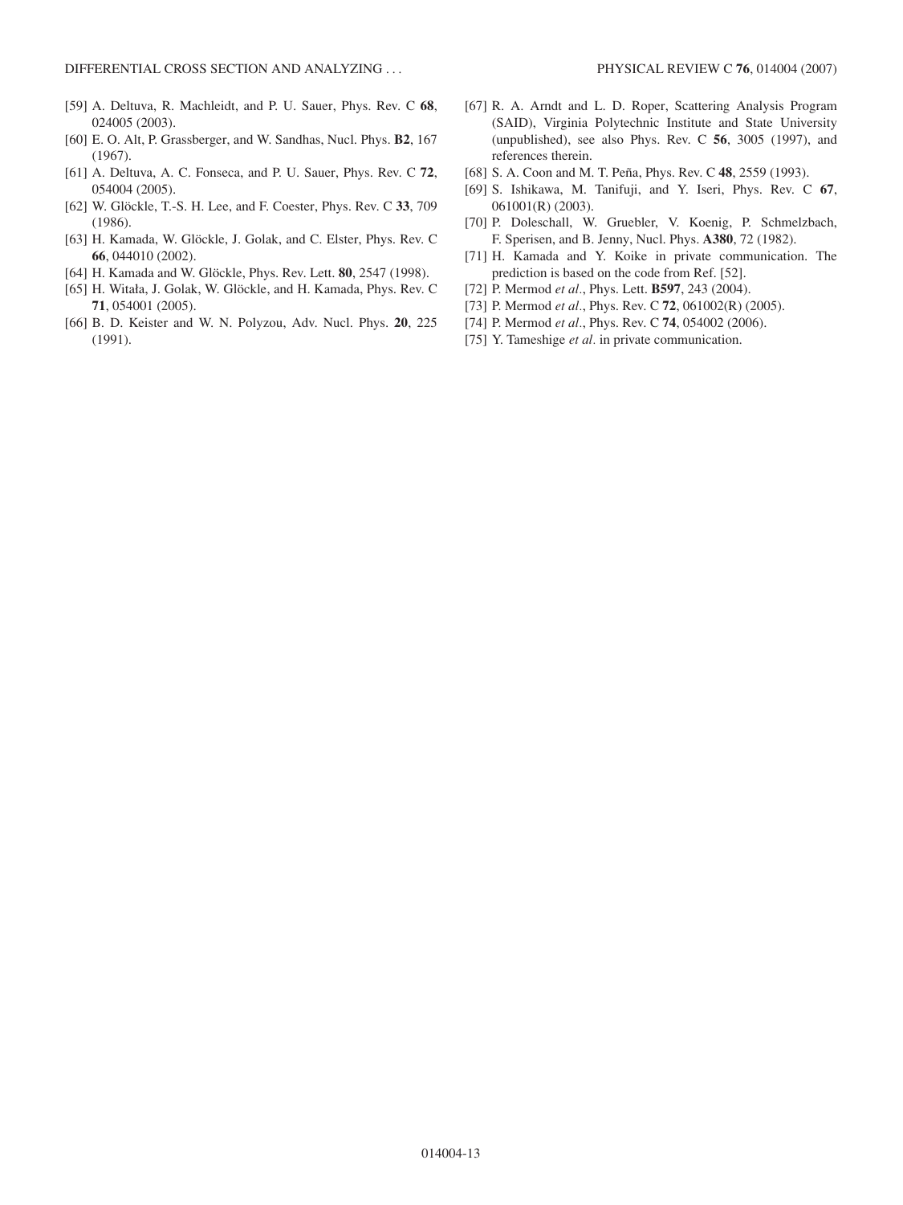[59] A. Deltuva, R. Machleidt, and P. U. Sauer, Phys. Rev. C **68**, 024005 (2003).

[60] E. O. Alt, P. Grassberger, and W. Sandhas, Nucl. Phys. **B2**, 167 (1967).

[61] A. Deltuva, A. C. Fonseca, and P. U. Sauer, Phys. Rev. C **72**, 054004 (2005).

[62] W. Glöckle, T.-S. H. Lee, and F. Coester, Phys. Rev. C **33**, 709 (1986).

[63] H. Kamada, W. Glöckle, J. Golak, and C. Elster, Phys. Rev. C **66**, 044010 (2002).

[64] H. Kamada and W. Glöckle, Phys. Rev. Lett. **80**, 2547 (1998).

[65] H. Witała, J. Golak, W. Glöckle, and H. Kamada, Phys. Rev. C **71**, 054001 (2005).

[66] B. D. Keister and W. N. Polyzou, Adv. Nucl. Phys. **20**, 225 (1991).

[67] R. A. Arndt and L. D. Roper, Scattering Analysis Program (SAID), Virginia Polytechnic Institute and State University (unpublished), see also Phys. Rev. C **56**, 3005 (1997), and references therein.

[68] S. A. Coon and M. T. Peña, Phys. Rev. C **48**, 2559 (1993).

[69] S. Ishikawa, M. Tanifuji, and Y. Iseri, Phys. Rev. C **67**, 061001(R) (2003).

[70] P. Doleschall, W. Gruebler, V. Koenig, P. Schmelzbach, F. Sperisen, and B. Jenny, Nucl. Phys. **A380**, 72 (1982).

[71] H. Kamada and Y. Koike in private communication. The prediction is based on the code from Ref. [52].

[72] P. Mermod *et al*., Phys. Lett. **B597**, 243 (2004).

[73] P. Mermod *et al*., Phys. Rev. C **72**, 061002(R) (2005).

[74] P. Mermod *et al*., Phys. Rev. C **74**, 054002 (2006).

[75] Y. Tameshige *et al.* in private communication.